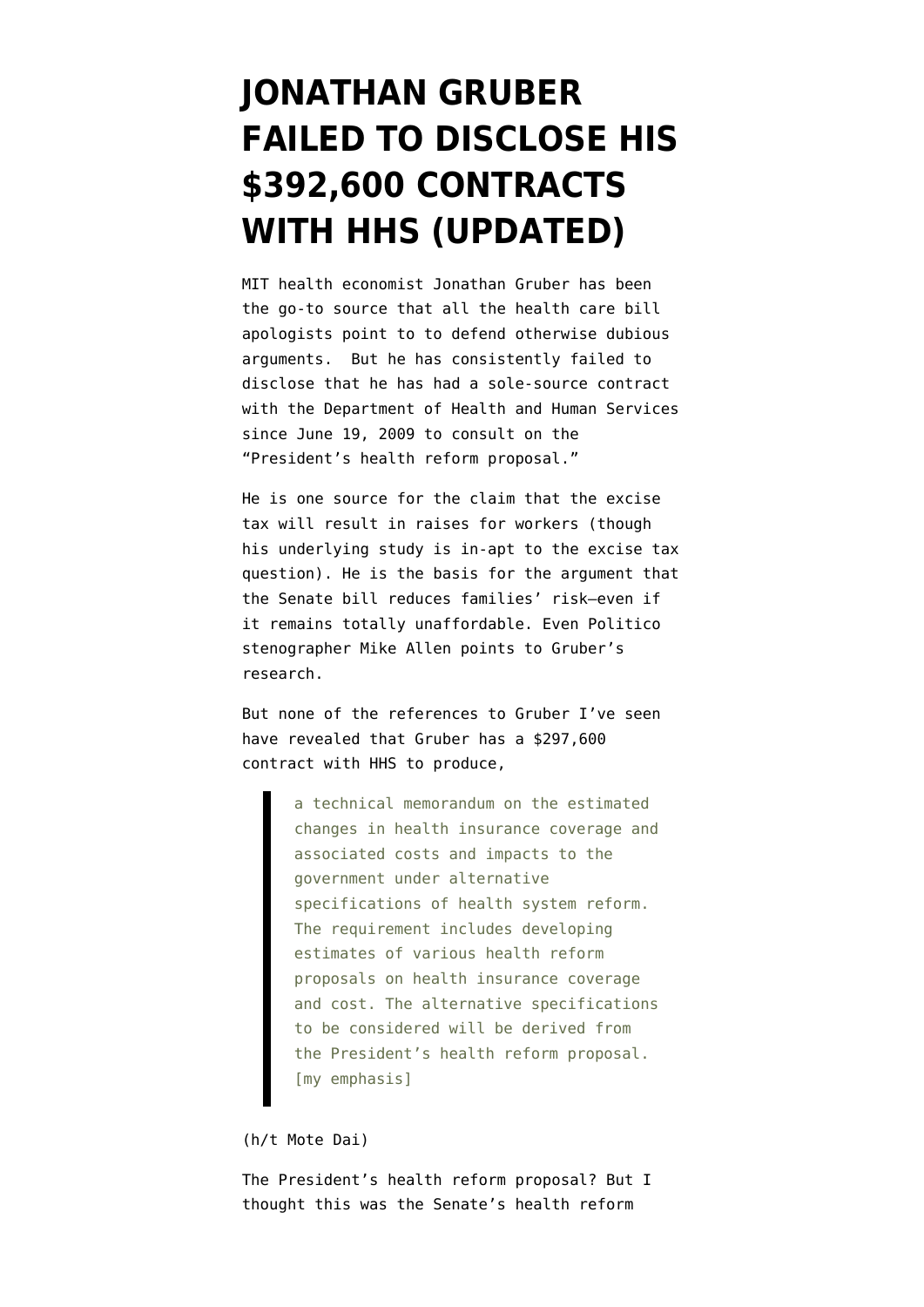# JONATHAN GRUBER FAILED TO DISCLOSE HIS $392,600 CONTRACTS WITH HHS (UPDATED)

MIT health economist Jonathan Gruber has been the go-to source that all the health care bill apologists point to to defend otherwise dubious arguments. But he has consistently failed to disclose that he has had a sole-source contract with the Department of Health and Human Services since June 19, 2009 to consult on the "President's health reform proposal."

He is one source for the claim that the excise tax will result in raises for workers (though his underlying study is in-apt to the excise tax question). He is the basis for the argument that the Senate bill reduces families' risk—even if it remains totally unaffordable. Even Politico stenographer Mike Allen points to Gruber's research.

But none of the references to Gruber I've seen have revealed that Gruber has a $297,600 contract with HHS to produce,

> a technical memorandum on the estimated changes in health insurance coverage and associated costs and impacts to the government under alternative specifications of health system reform. The requirement includes developing estimates of various health reform proposals on health insurance coverage and cost. The alternative specifications to be considered will be derived from the President's health reform proposal. [my emphasis]

(h/t Mote Dai)

The President's health reform proposal? But I thought this was the Senate's health reform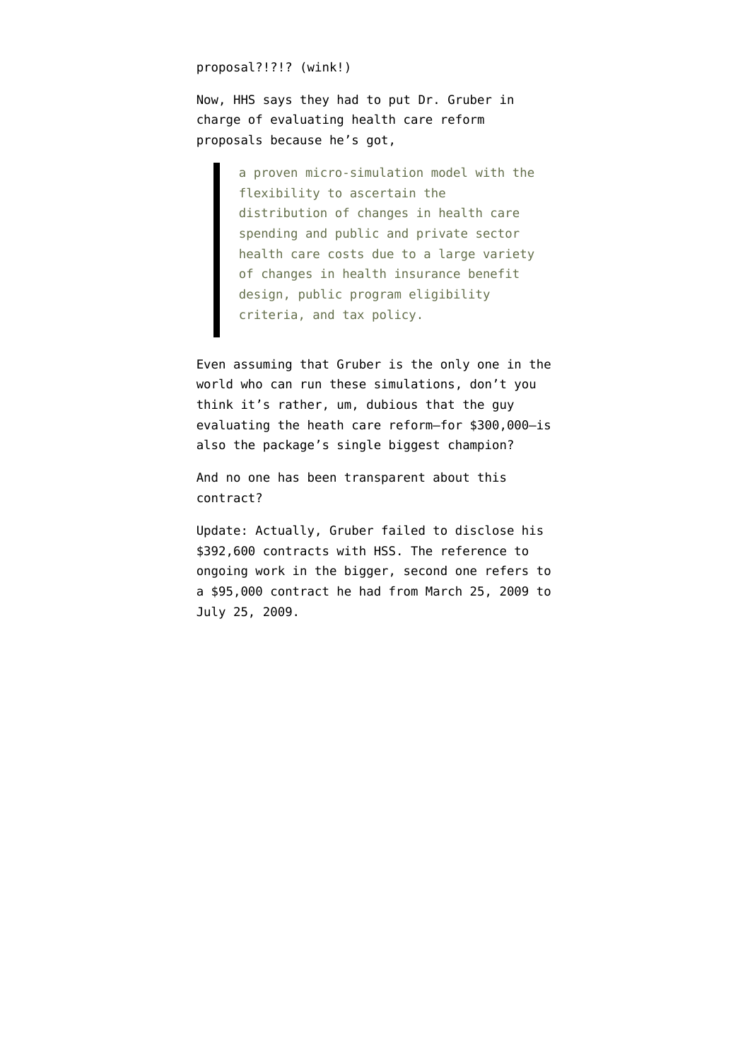proposal?!?!? (wink!)

Now, HHS says they had to put Dr. Gruber in charge of evaluating health care reform proposals because he's got,

> a proven micro-simulation model with the flexibility to ascertain the distribution of changes in health care spending and public and private sector health care costs due to a large variety of changes in health insurance benefit design, public program eligibility criteria, and tax policy.

Even assuming that Gruber is the only one in the world who can run these simulations, don't you think it's rather, um, dubious that the guy evaluating the heath care reform—for $300,000—is also the package's single biggest champion?

And no one has been transparent about this contract?

Update: Actually, Gruber failed to disclose his $392,600 contracts with HSS. The reference to ongoing work in the bigger, second one refers to a $95,000 contract he had from March 25, 2009 to July 25, 2009.